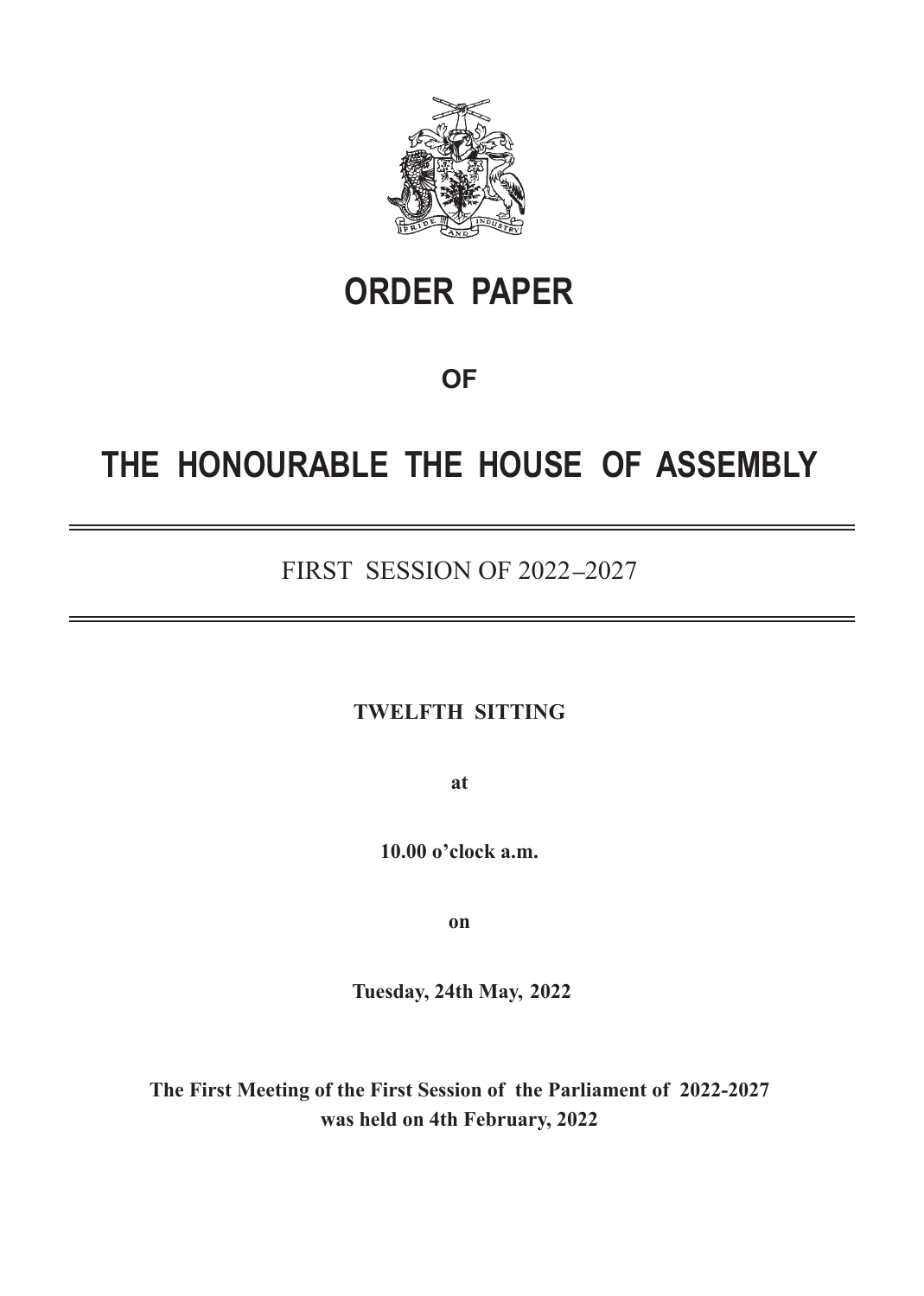# ORDER PAPER

**OF**

# THE HONOURABLE THE HOUSE OF ASSEMBLY

---

FIRST SESSION OF 2022–2027

---

**TWELFTH SITTING**

**at**

**10.00 o'clock a.m.**

**on**

**Tuesday, 24th May, 2022**

**The First Meeting of the First Session of the Parliament of 2022-2027 was held on 4th February, 2022**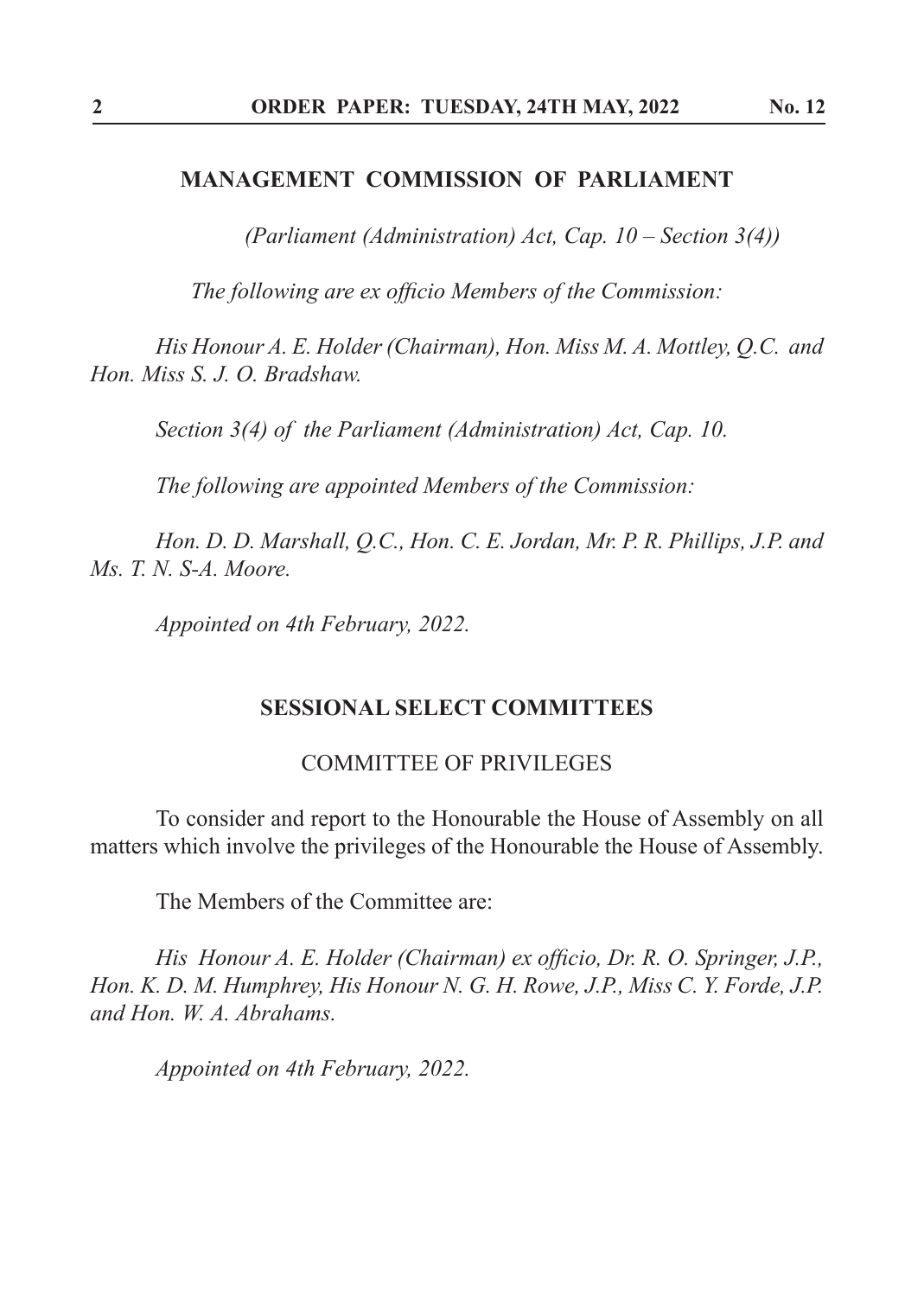## MANAGEMENT COMMISSION OF PARLIAMENT

*(Parliament (Administration) Act, Cap. 10 – Section 3(4))*

*The following are ex officio Members of the Commission:*

*His Honour A. E. Holder (Chairman), Hon. Miss M. A. Mottley, Q.C. and Hon. Miss S. J. O. Bradshaw.*

*Section 3(4) of the Parliament (Administration) Act, Cap. 10.*

*The following are appointed Members of the Commission:*

*Hon. D. D. Marshall, Q.C., Hon. C. E. Jordan, Mr. P. R. Phillips, J.P. and Ms. T. N. S-A. Moore.*

*Appointed on 4th February, 2022.*

## SESSIONAL SELECT COMMITTEES

### COMMITTEE OF PRIVILEGES

To consider and report to the Honourable the House of Assembly on all matters which involve the privileges of the Honourable the House of Assembly.

The Members of the Committee are:

*His Honour A. E. Holder (Chairman) ex officio, Dr. R. O. Springer, J.P., Hon. K. D. M. Humphrey, His Honour N. G. H. Rowe, J.P., Miss C. Y. Forde, J.P. and Hon. W. A. Abrahams.*

*Appointed on 4th February, 2022.*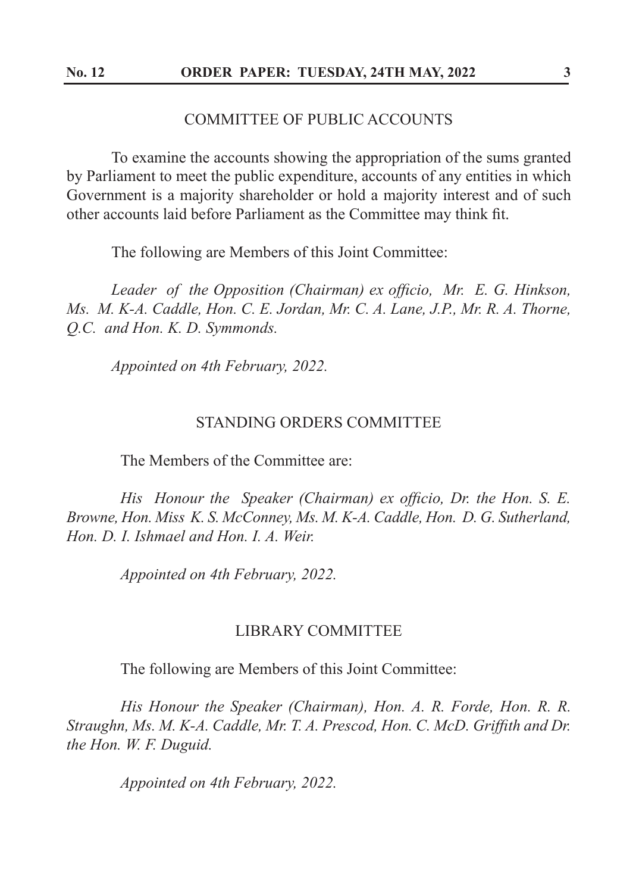## COMMITTEE OF PUBLIC ACCOUNTS

To examine the accounts showing the appropriation of the sums granted by Parliament to meet the public expenditure, accounts of any entities in which Government is a majority shareholder or hold a majority interest and of such other accounts laid before Parliament as the Committee may think fit.

The following are Members of this Joint Committee:

*Leader of the Opposition (Chairman) ex officio, Mr. E. G. Hinkson, Ms. M. K-A. Caddle, Hon. C. E. Jordan, Mr. C. A. Lane, J.P., Mr. R. A. Thorne, Q.C. and Hon. K. D. Symmonds.*

*Appointed on 4th February, 2022.*

## STANDING ORDERS COMMITTEE

The Members of the Committee are:

*His Honour the Speaker (Chairman) ex officio, Dr. the Hon. S. E. Browne, Hon. Miss K. S. McConney, Ms. M. K-A. Caddle, Hon. D. G. Sutherland, Hon. D. I. Ishmael and Hon. I. A. Weir.*

*Appointed on 4th February, 2022.*

## LIBRARY COMMITTEE

The following are Members of this Joint Committee:

*His Honour the Speaker (Chairman), Hon. A. R. Forde, Hon. R. R. Straughn, Ms. M. K-A. Caddle, Mr. T. A. Prescod, Hon. C. McD. Griffith and Dr. the Hon. W. F. Duguid.*

*Appointed on 4th February, 2022.*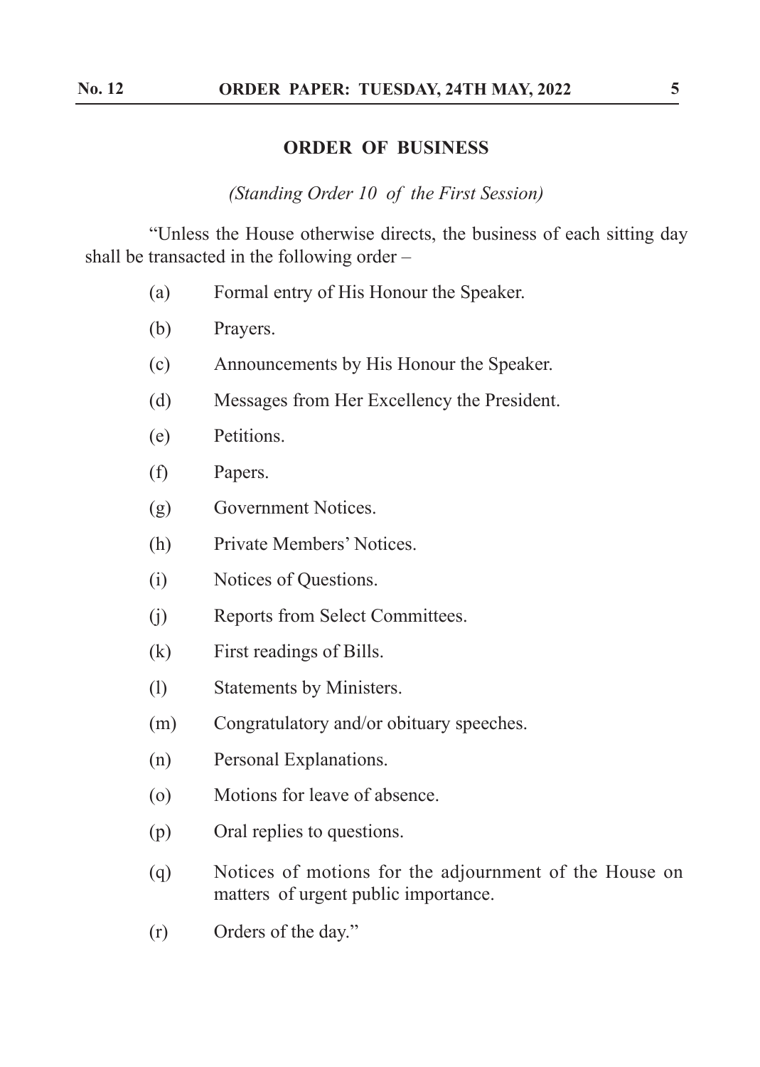## ORDER OF BUSINESS

*(Standing Order 10 of the First Session)*

"Unless the House otherwise directs, the business of each sitting day shall be transacted in the following order –

(a) Formal entry of His Honour the Speaker.

(b) Prayers.

(c) Announcements by His Honour the Speaker.

(d) Messages from Her Excellency the President.

(e) Petitions.

(f) Papers.

(g) Government Notices.

(h) Private Members' Notices.

(i) Notices of Questions.

(j) Reports from Select Committees.

(k) First readings of Bills.

(l) Statements by Ministers.

(m) Congratulatory and/or obituary speeches.

(n) Personal Explanations.

(o) Motions for leave of absence.

(p) Oral replies to questions.

(q) Notices of motions for the adjournment of the House on matters of urgent public importance.

(r) Orders of the day."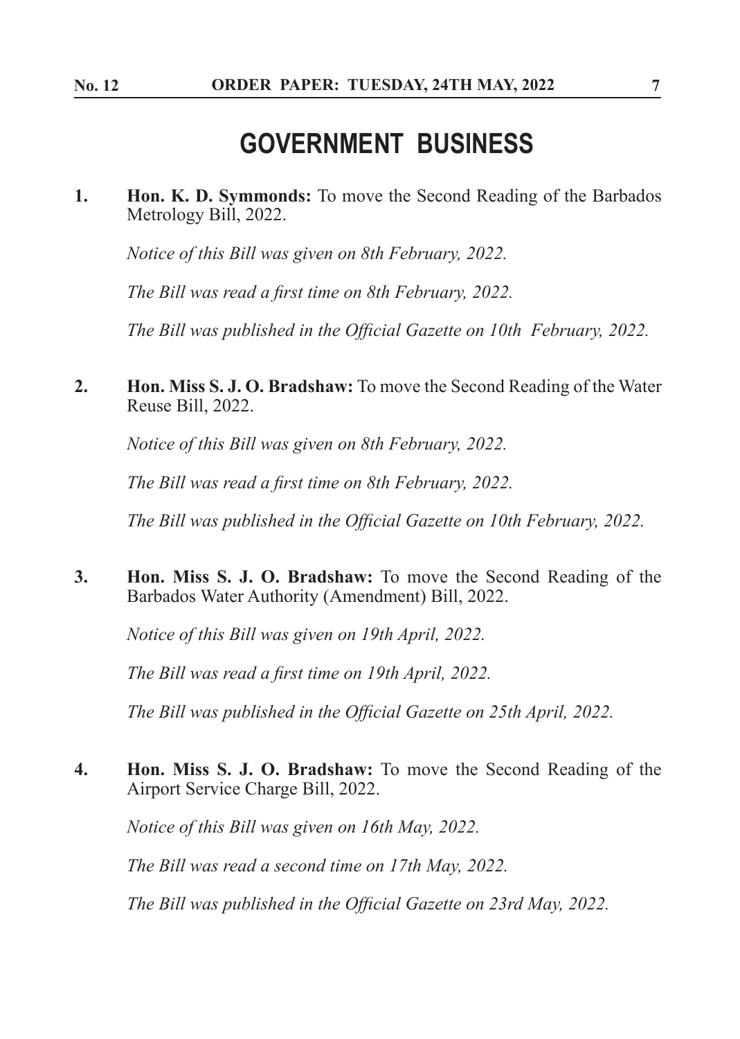# GOVERNMENT BUSINESS

**1.** **Hon. K. D. Symmonds:** To move the Second Reading of the Barbados Metrology Bill, 2022.

*Notice of this Bill was given on 8th February, 2022.*

*The Bill was read a first time on 8th February, 2022.*

*The Bill was published in the Official Gazette on 10th February, 2022.*

**2.** **Hon. Miss S. J. O. Bradshaw:** To move the Second Reading of the Water Reuse Bill, 2022.

*Notice of this Bill was given on 8th February, 2022.*

*The Bill was read a first time on 8th February, 2022.*

*The Bill was published in the Official Gazette on 10th February, 2022.*

**3.** **Hon. Miss S. J. O. Bradshaw:** To move the Second Reading of the Barbados Water Authority (Amendment) Bill, 2022.

*Notice of this Bill was given on 19th April, 2022.*

*The Bill was read a first time on 19th April, 2022.*

*The Bill was published in the Official Gazette on 25th April, 2022.*

**4.** **Hon. Miss S. J. O. Bradshaw:** To move the Second Reading of the Airport Service Charge Bill, 2022.

*Notice of this Bill was given on 16th May, 2022.*

*The Bill was read a second time on 17th May, 2022.*

*The Bill was published in the Official Gazette on 23rd May, 2022.*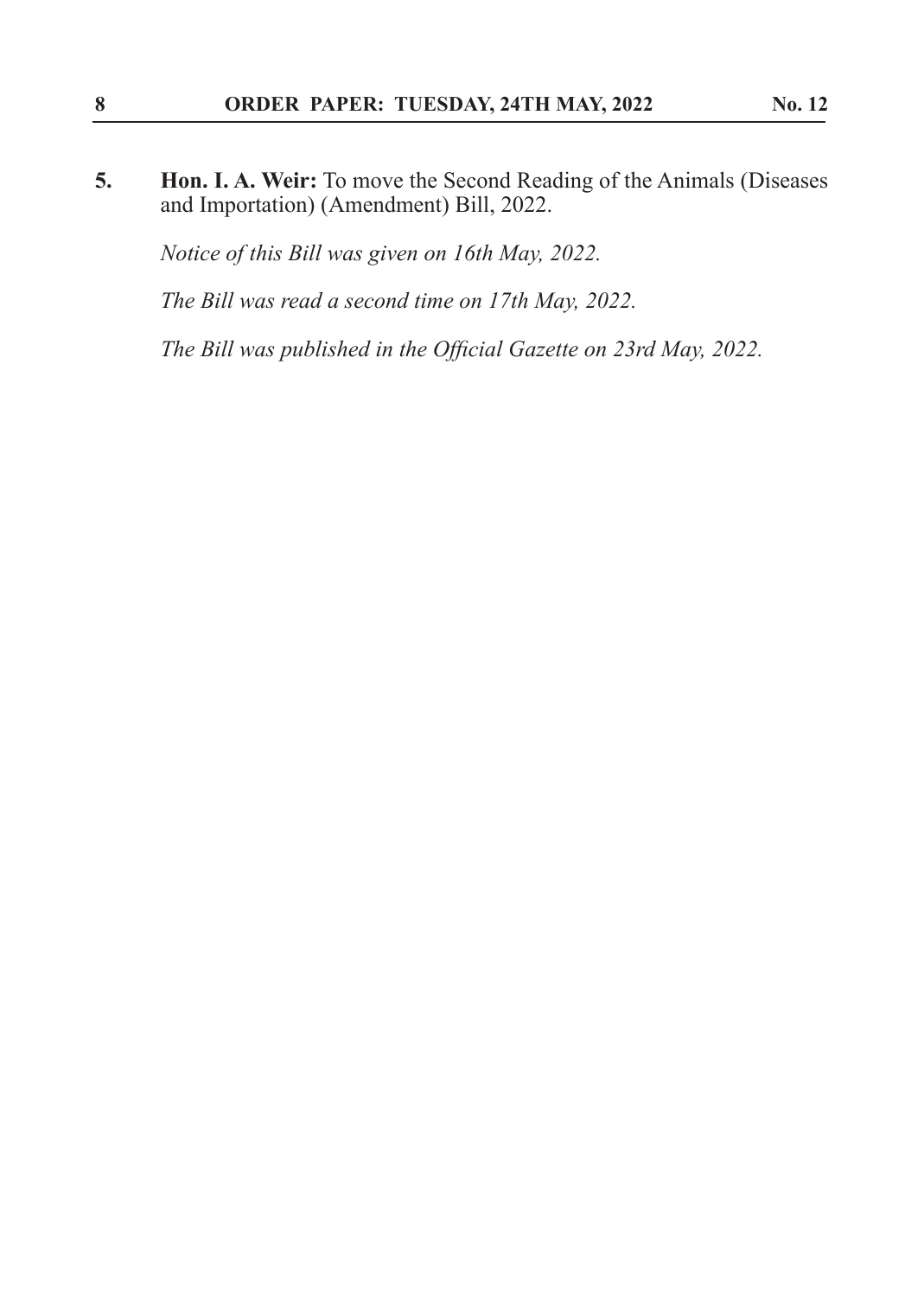5. **Hon. I. A. Weir:** To move the Second Reading of the Animals (Diseases and Importation) (Amendment) Bill, 2022.

   *Notice of this Bill was given on 16th May, 2022.*

   *The Bill was read a second time on 17th May, 2022.*

   *The Bill was published in the Official Gazette on 23rd May, 2022.*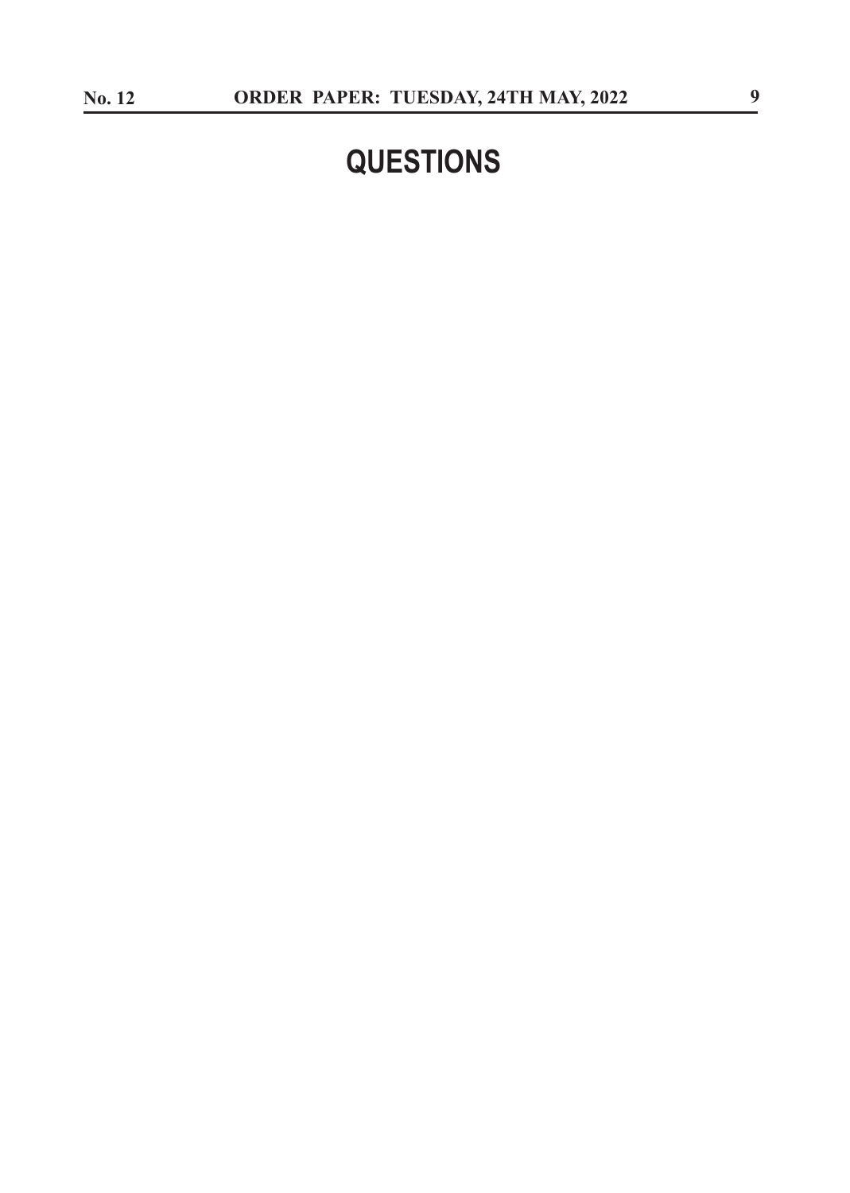# QUESTIONS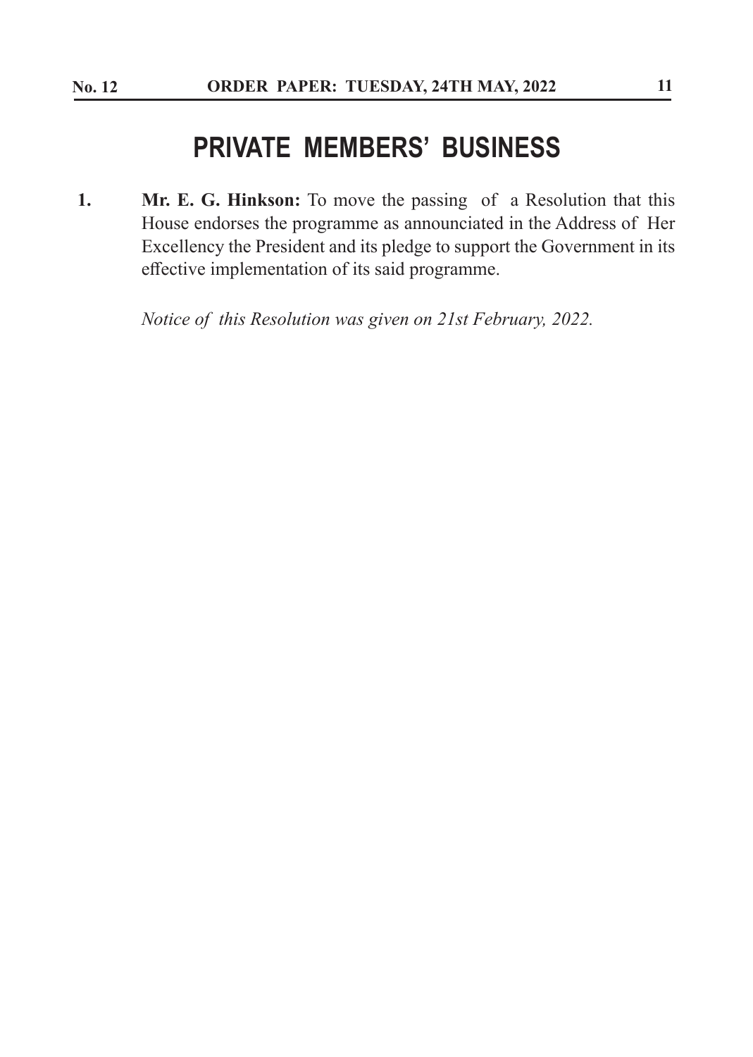# PRIVATE MEMBERS' BUSINESS

**1.** **Mr. E. G. Hinkson:** To move the passing of a Resolution that this House endorses the programme as announciated in the Address of Her Excellency the President and its pledge to support the Government in its effective implementation of its said programme.

*Notice of this Resolution was given on 21st February, 2022.*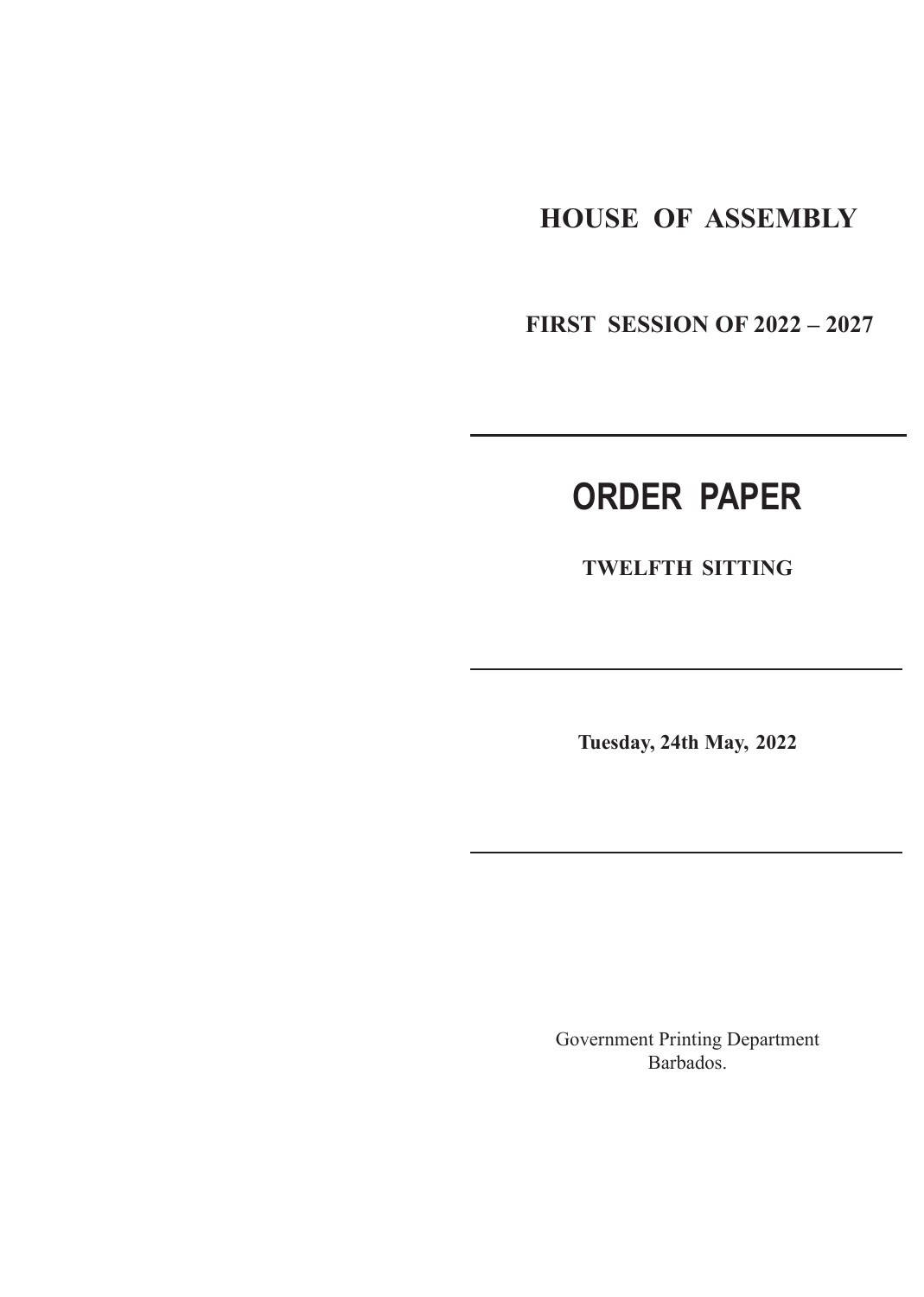# HOUSE OF ASSEMBLY

## FIRST SESSION OF 2022 – 2027

---

# ORDER PAPER

## TWELFTH SITTING

---

**Tuesday, 24th May, 2022**

---

Government Printing Department
Barbados.